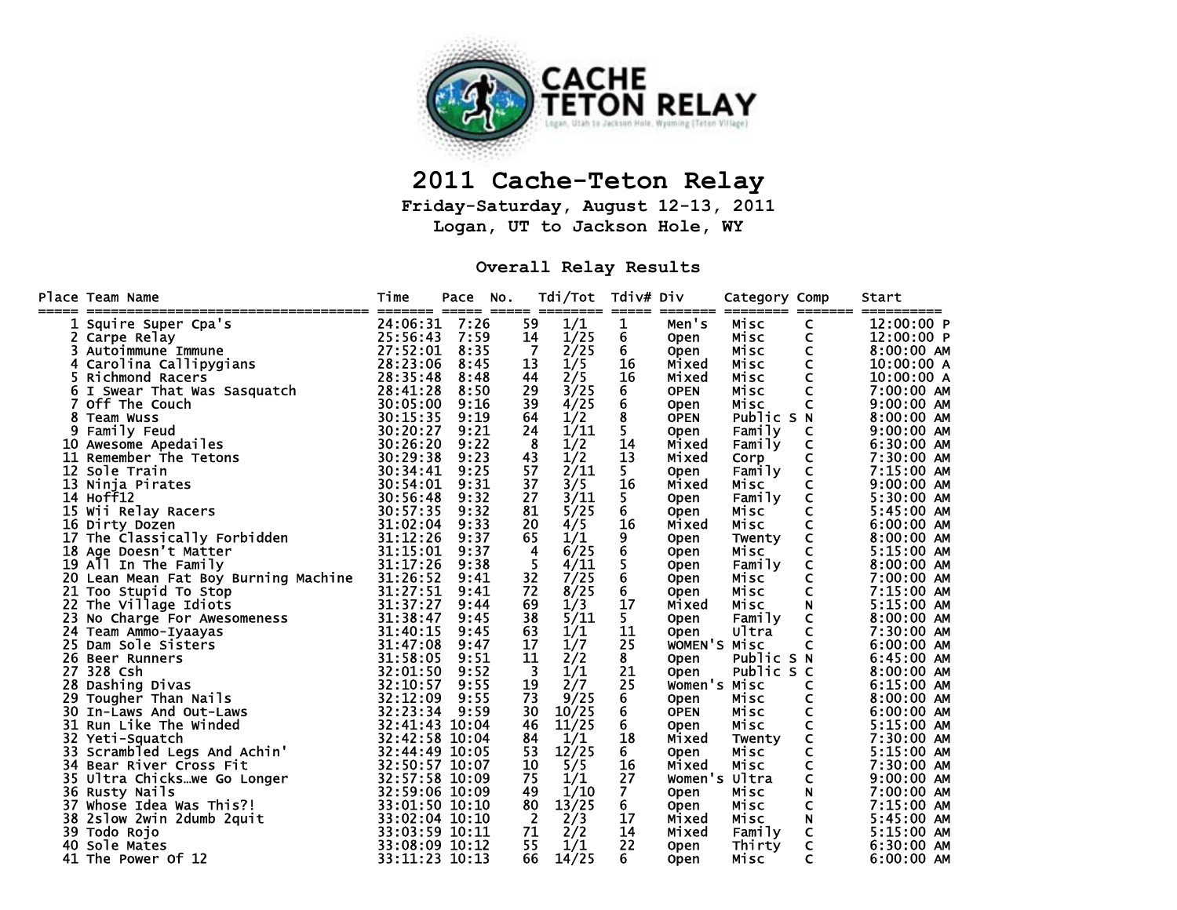# 2011 Cache-Teton Relay

**Friday-Saturday, August 12-13, 2011**
**Logan, UT to Jackson Hole, WY**

## Overall Relay Results

| Place | Team Name | Time | Pace | No. | Tdi/Tot | Tdiv# | Div | Category | Comp | Start |
|---|---|---|---|---|---|---|---|---|---|---|
| 1 | Squire Super Cpa's | 24:06:31 | 7:26 | 59 | 1/1 | 1 | Men's | Misc | C | 12:00:00 P |
| 2 | Carpe Relay | 25:56:43 | 7:59 | 14 | 1/25 | 6 | Open | Misc | C | 12:00:00 P |
| 3 | Autoimmune Immune | 27:52:01 | 8:35 | 7 | 2/25 | 6 | Open | Misc | C | 8:00:00 AM |
| 4 | Carolina Callipygians | 28:23:06 | 8:45 | 13 | 1/5 | 16 | Mixed | Misc | C | 10:00:00 A |
| 5 | Richmond Racers | 28:35:48 | 8:48 | 44 | 2/5 | 16 | Mixed | Misc | C | 10:00:00 A |
| 6 | I Swear That Was Sasquatch | 28:41:28 | 8:50 | 29 | 3/25 | 6 | OPEN | Misc | C | 7:00:00 AM |
| 7 | Off The Couch | 30:05:00 | 9:16 | 39 | 4/25 | 6 | Open | Misc | C | 9:00:00 AM |
| 8 | Team Wuss | 30:15:35 | 9:19 | 64 | 1/2 | 8 | OPEN | Public S | N | 8:00:00 AM |
| 9 | Family Feud | 30:20:27 | 9:21 | 24 | 1/11 | 5 | Open | Family | C | 9:00:00 AM |
| 10 | Awesome Apedailes | 30:26:20 | 9:22 | 8 | 1/2 | 14 | Mixed | Family | C | 6:30:00 AM |
| 11 | Remember The Tetons | 30:29:38 | 9:23 | 43 | 1/2 | 13 | Mixed | Corp | C | 7:30:00 AM |
| 12 | Sole Train | 30:34:41 | 9:25 | 57 | 2/11 | 5 | Open | Family | C | 7:15:00 AM |
| 13 | Ninja Pirates | 30:54:01 | 9:31 | 37 | 3/5 | 16 | Mixed | Misc | C | 9:00:00 AM |
| 14 | Hoff12 | 30:56:48 | 9:32 | 27 | 3/11 | 5 | Open | Family | C | 5:30:00 AM |
| 15 | Wii Relay Racers | 30:57:35 | 9:32 | 81 | 5/25 | 6 | Open | Misc | C | 5:45:00 AM |
| 16 | Dirty Dozen | 31:02:04 | 9:33 | 20 | 4/5 | 16 | Mixed | Misc | C | 6:00:00 AM |
| 17 | The Classically Forbidden | 31:12:26 | 9:37 | 65 | 1/1 | 9 | Open | Twenty | C | 8:00:00 AM |
| 18 | Age Doesn't Matter | 31:15:01 | 9:37 | 4 | 6/25 | 6 | Open | Misc | C | 5:15:00 AM |
| 19 | All In The Family | 31:17:26 | 9:38 | 5 | 4/11 | 5 | Open | Family | C | 8:00:00 AM |
| 20 | Lean Mean Fat Boy Burning Machine | 31:26:52 | 9:41 | 32 | 7/25 | 6 | Open | Misc | C | 7:00:00 AM |
| 21 | Too Stupid To Stop | 31:27:51 | 9:41 | 72 | 8/25 | 6 | Open | Misc | C | 7:15:00 AM |
| 22 | The Village Idiots | 31:37:27 | 9:44 | 69 | 1/3 | 17 | Mixed | Misc | N | 5:15:00 AM |
| 23 | No Charge For Awesomeness | 31:38:47 | 9:45 | 38 | 5/11 | 5 | Open | Family | C | 8:00:00 AM |
| 24 | Team Ammo-Iyaayas | 31:40:15 | 9:45 | 63 | 1/1 | 11 | Open | Ultra | C | 7:30:00 AM |
| 25 | Dam Sole Sisters | 31:47:08 | 9:47 | 17 | 1/7 | 25 | WOMEN'S | Misc | C | 6:00:00 AM |
| 26 | Beer Runners | 31:58:05 | 9:51 | 11 | 2/2 | 8 | Open | Public S | N | 6:45:00 AM |
| 27 | 328 Csh | 32:01:50 | 9:52 | 3 | 1/1 | 21 | Open | Public S | C | 8:00:00 AM |
| 28 | Dashing Divas | 32:10:57 | 9:55 | 19 | 2/7 | 25 | Women's | Misc | C | 6:15:00 AM |
| 29 | Tougher Than Nails | 32:12:09 | 9:55 | 73 | 9/25 | 6 | Open | Misc | C | 8:00:00 AM |
| 30 | In-Laws And Out-Laws | 32:23:34 | 9:59 | 30 | 10/25 | 6 | OPEN | Misc | C | 6:00:00 AM |
| 31 | Run Like The Winded | 32:41:43 | 10:04 | 46 | 11/25 | 6 | Open | Misc | C | 5:15:00 AM |
| 32 | Yeti-Squatch | 32:42:58 | 10:04 | 84 | 1/1 | 18 | Mixed | Twenty | C | 7:30:00 AM |
| 33 | Scrambled Legs And Achin' | 32:44:49 | 10:05 | 53 | 12/25 | 6 | Open | Misc | C | 5:15:00 AM |
| 34 | Bear River Cross Fit | 32:50:57 | 10:07 | 10 | 5/5 | 16 | Mixed | Misc | C | 7:30:00 AM |
| 35 | Ultra Chicks…we Go Longer | 32:57:58 | 10:09 | 75 | 1/1 | 27 | Women's | Ultra | C | 9:00:00 AM |
| 36 | Rusty Nails | 32:59:06 | 10:09 | 49 | 1/10 | 7 | Open | Misc | N | 7:00:00 AM |
| 37 | Whose Idea Was This?! | 33:01:50 | 10:10 | 80 | 13/25 | 6 | Open | Misc | C | 7:15:00 AM |
| 38 | 2slow 2win 2dumb 2quit | 33:02:04 | 10:10 | 2 | 2/3 | 17 | Mixed | Misc | N | 5:45:00 AM |
| 39 | Todo Rojo | 33:03:59 | 10:11 | 71 | 2/2 | 14 | Mixed | Family | C | 5:15:00 AM |
| 40 | Sole Mates | 33:08:09 | 10:12 | 55 | 1/1 | 22 | Open | Thirty | C | 6:30:00 AM |
| 41 | The Power Of 12 | 33:11:23 | 10:13 | 66 | 14/25 | 6 | Open | Misc | C | 6:00:00 AM |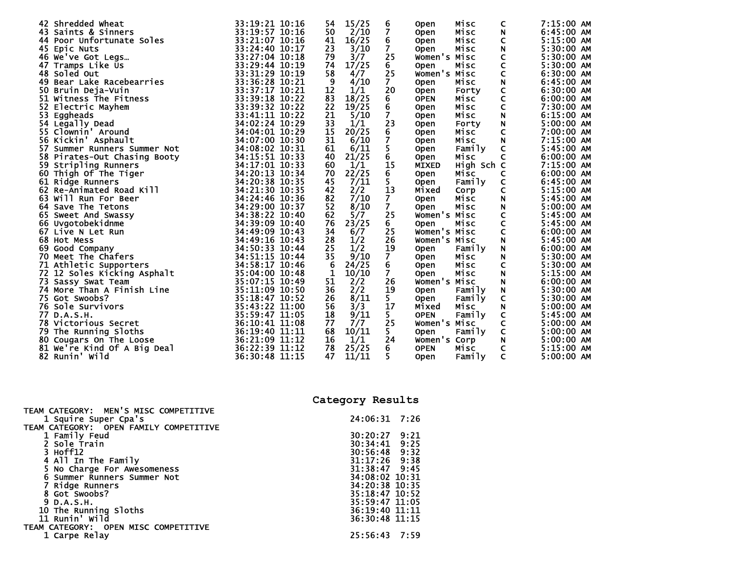| Place | Team | Time | Pace | # | Cat Place | Cat | Division | Type | C/N | Start |
|---|---|---|---|---|---|---|---|---|---|---|
| 42 | Shredded Wheat | 33:19:21 | 10:16 | 54 | 15/25 | 6 | Open | Misc | C | 7:15:00 AM |
| 43 | Saints & Sinners | 33:19:57 | 10:16 | 50 | 2/10 | 7 | Open | Misc | N | 6:45:00 AM |
| 44 | Poor Unfortunate Soles | 33:21:07 | 10:16 | 41 | 16/25 | 6 | Open | Misc | C | 5:15:00 AM |
| 45 | Epic Nuts | 33:24:40 | 10:17 | 23 | 3/10 | 7 | Open | Misc | N | 5:30:00 AM |
| 46 | We've Got Legs… | 33:27:04 | 10:18 | 79 | 3/7 | 25 | Women's | Misc | C | 5:30:00 AM |
| 47 | Tramps Like Us | 33:29:44 | 10:19 | 74 | 17/25 | 6 | Open | Misc | C | 5:30:00 AM |
| 48 | Soled Out | 33:31:29 | 10:19 | 58 | 4/7 | 25 | Women's | Misc | C | 6:30:00 AM |
| 49 | Bear Lake Racebearries | 33:36:28 | 10:21 | 9 | 4/10 | 7 | Open | Misc | N | 6:45:00 AM |
| 50 | Bruin Deja-Vuin | 33:37:17 | 10:21 | 12 | 1/1 | 20 | Open | Forty | C | 6:30:00 AM |
| 51 | Witness The Fitness | 33:39:18 | 10:22 | 83 | 18/25 | 6 | OPEN | Misc | C | 6:00:00 AM |
| 52 | Electric Mayhem | 33:39:32 | 10:22 | 22 | 19/25 | 6 | Open | Misc | C | 7:30:00 AM |
| 53 | Eggheads | 33:41:11 | 10:22 | 21 | 5/10 | 7 | Open | Misc | N | 6:15:00 AM |
| 54 | Legally Dead | 34:02:24 | 10:29 | 33 | 1/1 | 23 | Open | Forty | N | 5:00:00 AM |
| 55 | Clownin' Around | 34:04:01 | 10:29 | 15 | 20/25 | 6 | Open | Misc | C | 7:00:00 AM |
| 56 | Kickin' Asphault | 34:07:00 | 10:30 | 31 | 6/10 | 7 | Open | Misc | N | 7:15:00 AM |
| 57 | Summer Runners Summer Not | 34:08:02 | 10:31 | 61 | 6/11 | 5 | Open | Family | C | 5:45:00 AM |
| 58 | Pirates-Out Chasing Booty | 34:15:51 | 10:33 | 40 | 21/25 | 6 | Open | Misc | C | 6:00:00 AM |
| 59 | Stripling Runners | 34:17:01 | 10:33 | 60 | 1/1 | 15 | MIXED | High Sch | C | 7:15:00 AM |
| 60 | Thigh Of The Tiger | 34:20:13 | 10:34 | 70 | 22/25 | 6 | Open | Misc | C | 6:00:00 AM |
| 61 | Ridge Runners | 34:20:38 | 10:35 | 45 | 7/11 | 5 | Open | Family | C | 6:45:00 AM |
| 62 | Re-Animated Road Kill | 34:21:30 | 10:35 | 42 | 2/2 | 13 | Mixed | Corp | C | 5:15:00 AM |
| 63 | Will Run For Beer | 34:24:46 | 10:36 | 82 | 7/10 | 7 | Open | Misc | N | 5:45:00 AM |
| 64 | Save The Tetons | 34:29:00 | 10:37 | 52 | 8/10 | 7 | Open | Misc | N | 5:00:00 AM |
| 65 | Sweet And Swassy | 34:38:22 | 10:40 | 62 | 5/7 | 25 | Women's | Misc | C | 5:45:00 AM |
| 66 | Uvgotobekidnme | 34:39:09 | 10:40 | 76 | 23/25 | 6 | Open | Misc | C | 5:45:00 AM |
| 67 | Live N Let Run | 34:49:09 | 10:43 | 34 | 6/7 | 25 | Women's | Misc | C | 6:00:00 AM |
| 68 | Hot Mess | 34:49:16 | 10:43 | 28 | 1/2 | 26 | Women's | Misc | N | 5:45:00 AM |
| 69 | Good Company | 34:50:33 | 10:44 | 25 | 1/2 | 19 | Open | Family | N | 6:00:00 AM |
| 70 | Meet The Chafers | 34:51:15 | 10:44 | 35 | 9/10 | 7 | Open | Misc | N | 5:30:00 AM |
| 71 | Athletic Supporters | 34:58:17 | 10:46 | 6 | 24/25 | 6 | Open | Misc | C | 5:30:00 AM |
| 72 | 12 Soles Kicking Asphalt | 35:04:00 | 10:48 | 1 | 10/10 | 7 | Open | Misc | N | 5:15:00 AM |
| 73 | Sassy Swat Team | 35:07:15 | 10:49 | 51 | 2/2 | 26 | Women's | Misc | N | 6:00:00 AM |
| 74 | More Than A Finish Line | 35:11:09 | 10:50 | 36 | 2/2 | 19 | Open | Family | N | 5:30:00 AM |
| 75 | Got Swoobs? | 35:18:47 | 10:52 | 26 | 8/11 | 5 | Open | Family | C | 5:30:00 AM |
| 76 | Sole Survivors | 35:43:22 | 11:00 | 56 | 3/3 | 17 | Mixed | Misc | N | 5:00:00 AM |
| 77 | D.A.S.H. | 35:59:47 | 11:05 | 18 | 9/11 | 5 | OPEN | Family | C | 5:45:00 AM |
| 78 | Victorious Secret | 36:10:41 | 11:08 | 77 | 7/7 | 25 | Women's | Misc | C | 5:00:00 AM |
| 79 | The Running Sloths | 36:19:40 | 11:11 | 68 | 10/11 | 5 | Open | Family | C | 5:00:00 AM |
| 80 | Cougars On The Loose | 36:21:09 | 11:12 | 16 | 1/1 | 24 | Women's | Corp | N | 5:00:00 AM |
| 81 | We're Kind Of A Big Deal | 36:22:39 | 11:12 | 78 | 25/25 | 6 | OPEN | Misc | C | 5:15:00 AM |
| 82 | Runin' Wild | 36:30:48 | 11:15 | 47 | 11/11 | 5 | Open | Family | C | 5:00:00 AM |

## Category Results

**TEAM CATEGORY: MEN'S MISC COMPETITIVE**

| Place | Team | Time | Pace |
|---|---|---|---|
| 1 | Squire Super Cpa's | 24:06:31 | 7:26 |

**TEAM CATEGORY: OPEN FAMILY COMPETITIVE**

| Place | Team | Time | Pace |
|---|---|---|---|
| 1 | Family Feud | 30:20:27 | 9:21 |
| 2 | Sole Train | 30:34:41 | 9:25 |
| 3 | Hoff12 | 30:56:48 | 9:32 |
| 4 | All In The Family | 31:17:26 | 9:38 |
| 5 | No Charge For Awesomeness | 31:38:47 | 9:45 |
| 6 | Summer Runners Summer Not | 34:08:02 | 10:31 |
| 7 | Ridge Runners | 34:20:38 | 10:35 |
| 8 | Got Swoobs? | 35:18:47 | 10:52 |
| 9 | D.A.S.H. | 35:59:47 | 11:05 |
| 10 | The Running Sloths | 36:19:40 | 11:11 |
| 11 | Runin' Wild | 36:30:48 | 11:15 |

**TEAM CATEGORY: OPEN MISC COMPETITIVE**

| Place | Team | Time | Pace |
|---|---|---|---|
| 1 | Carpe Relay | 25:56:43 | 7:59 |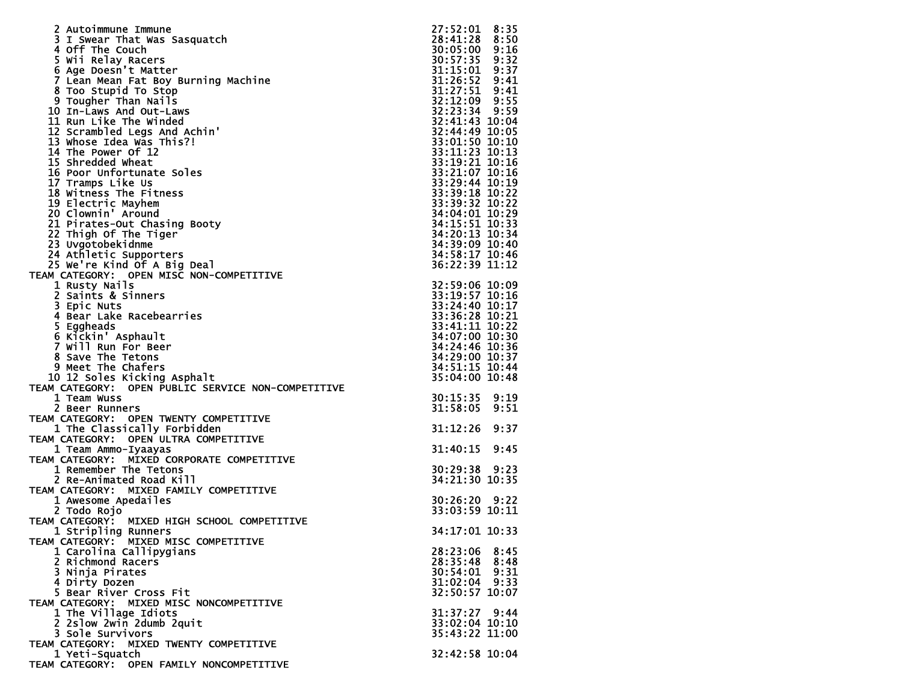| Place | Team | Time | Pace |
|---|---|---|---|
| 2 | Autoimmune Immune | 27:52:01 | 8:35 |
| 3 | I Swear That Was Sasquatch | 28:41:28 | 8:50 |
| 4 | Off The Couch | 30:05:00 | 9:16 |
| 5 | Wii Relay Racers | 30:57:35 | 9:32 |
| 6 | Age Doesn't Matter | 31:15:01 | 9:37 |
| 7 | Lean Mean Fat Boy Burning Machine | 31:26:52 | 9:41 |
| 8 | Too Stupid To Stop | 31:27:51 | 9:41 |
| 9 | Tougher Than Nails | 32:12:09 | 9:55 |
| 10 | In-Laws And Out-Laws | 32:23:34 | 9:59 |
| 11 | Run Like The Winded | 32:41:43 | 10:04 |
| 12 | Scrambled Legs And Achin' | 32:44:49 | 10:05 |
| 13 | Whose Idea Was This?! | 33:01:50 | 10:10 |
| 14 | The Power Of 12 | 33:11:23 | 10:13 |
| 15 | Shredded Wheat | 33:19:21 | 10:16 |
| 16 | Poor Unfortunate Soles | 33:21:07 | 10:16 |
| 17 | Tramps Like Us | 33:29:44 | 10:19 |
| 18 | Witness The Fitness | 33:39:18 | 10:22 |
| 19 | Electric Mayhem | 33:39:32 | 10:22 |
| 20 | Clownin' Around | 34:04:01 | 10:29 |
| 21 | Pirates-Out Chasing Booty | 34:15:51 | 10:33 |
| 22 | Thigh Of The Tiger | 34:20:13 | 10:34 |
| 23 | Uvgotobekidnme | 34:39:09 | 10:40 |
| 24 | Athletic Supporters | 34:58:17 | 10:46 |
| 25 | We're Kind Of A Big Deal | 36:22:39 | 11:12 |

TEAM CATEGORY: OPEN MISC NON-COMPETITIVE

| Place | Team | Time | Pace |
|---|---|---|---|
| 1 | Rusty Nails | 32:59:06 | 10:09 |
| 2 | Saints & Sinners | 33:19:57 | 10:16 |
| 3 | Epic Nuts | 33:24:40 | 10:17 |
| 4 | Bear Lake Racebearries | 33:36:28 | 10:21 |
| 5 | Eggheads | 33:41:11 | 10:22 |
| 6 | Kickin' Asphault | 34:07:00 | 10:30 |
| 7 | Will Run For Beer | 34:24:46 | 10:36 |
| 8 | Save The Tetons | 34:29:00 | 10:37 |
| 9 | Meet The Chafers | 34:51:15 | 10:44 |
| 10 | 12 Soles Kicking Asphalt | 35:04:00 | 10:48 |

TEAM CATEGORY: OPEN PUBLIC SERVICE NON-COMPETITIVE

| Place | Team | Time | Pace |
|---|---|---|---|
| 1 | Team Wuss | 30:15:35 | 9:19 |
| 2 | Beer Runners | 31:58:05 | 9:51 |

TEAM CATEGORY: OPEN TWENTY COMPETITIVE

| Place | Team | Time | Pace |
|---|---|---|---|
| 1 | The Classically Forbidden | 31:12:26 | 9:37 |

TEAM CATEGORY: OPEN ULTRA COMPETITIVE

| Place | Team | Time | Pace |
|---|---|---|---|
| 1 | Team Ammo-Iyaayas | 31:40:15 | 9:45 |

TEAM CATEGORY: MIXED CORPORATE COMPETITIVE

| Place | Team | Time | Pace |
|---|---|---|---|
| 1 | Remember The Tetons | 30:29:38 | 9:23 |
| 2 | Re-Animated Road Kill | 34:21:30 | 10:35 |

TEAM CATEGORY: MIXED FAMILY COMPETITIVE

| Place | Team | Time | Pace |
|---|---|---|---|
| 1 | Awesome Apedailes | 30:26:20 | 9:22 |
| 2 | Todo Rojo | 33:03:59 | 10:11 |

TEAM CATEGORY: MIXED HIGH SCHOOL COMPETITIVE

| Place | Team | Time | Pace |
|---|---|---|---|
| 1 | Stripling Runners | 34:17:01 | 10:33 |

TEAM CATEGORY: MIXED MISC COMPETITIVE

| Place | Team | Time | Pace |
|---|---|---|---|
| 1 | Carolina Callipygians | 28:23:06 | 8:45 |
| 2 | Richmond Racers | 28:35:48 | 8:48 |
| 3 | Ninja Pirates | 30:54:01 | 9:31 |
| 4 | Dirty Dozen | 31:02:04 | 9:33 |
| 5 | Bear River Cross Fit | 32:50:57 | 10:07 |

TEAM CATEGORY: MIXED MISC NONCOMPETITIVE

| Place | Team | Time | Pace |
|---|---|---|---|
| 1 | The Village Idiots | 31:37:27 | 9:44 |
| 2 | 2slow 2win 2dumb 2quit | 33:02:04 | 10:10 |
| 3 | Sole Survivors | 35:43:22 | 11:00 |

TEAM CATEGORY: MIXED TWENTY COMPETITIVE

| Place | Team | Time | Pace |
|---|---|---|---|
| 1 | Yeti-Squatch | 32:42:58 | 10:04 |

TEAM CATEGORY: OPEN FAMILY NONCOMPETITIVE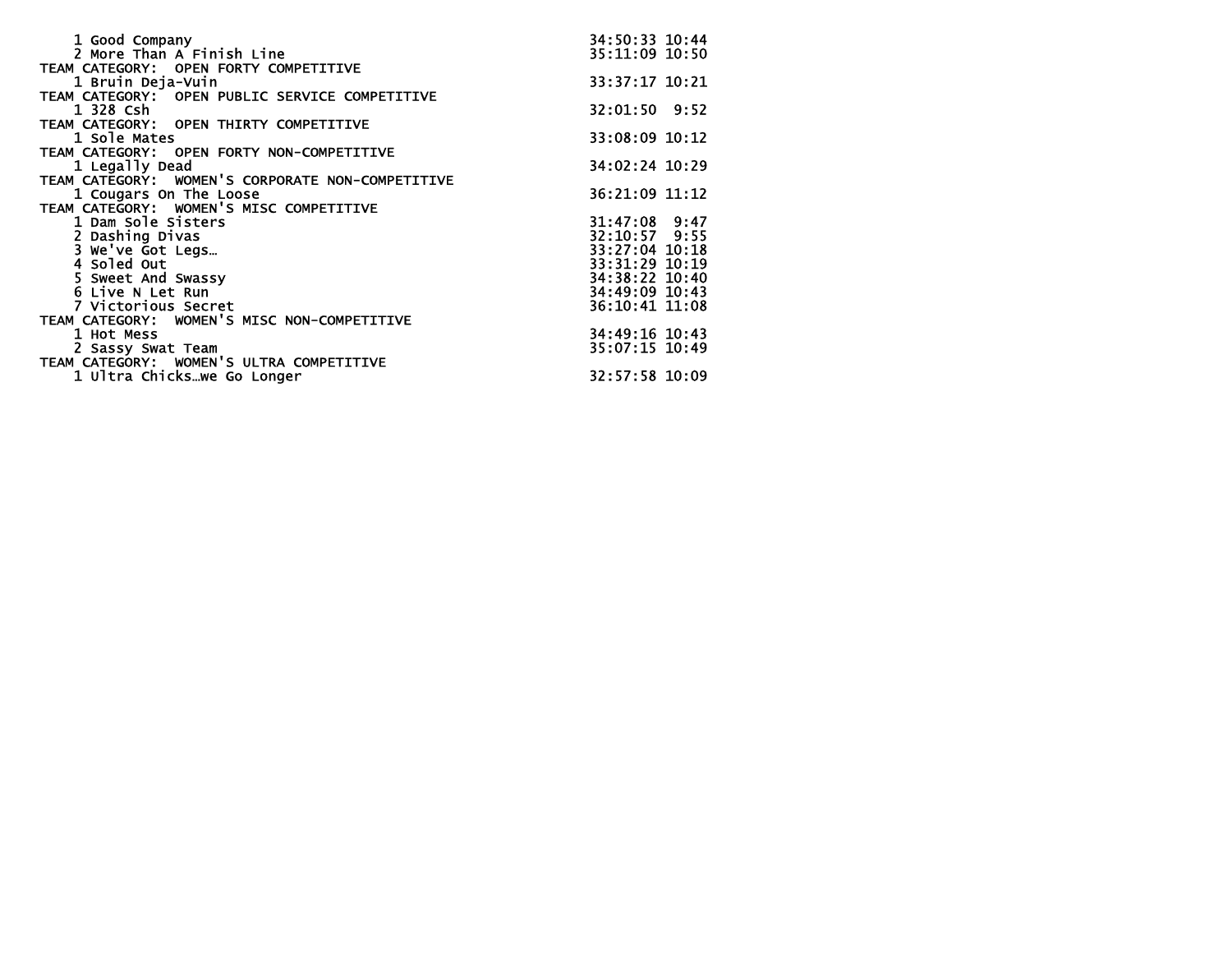| | | | |
|---|---|---|---|
| 1 | Good Company | 34:50:33 | 10:44 |
| 2 | More Than A Finish Line | 35:11:09 | 10:50 |

TEAM CATEGORY: OPEN FORTY COMPETITIVE

| | | | |
|---|---|---|---|
| 1 | Bruin Deja-Vuin | 33:37:17 | 10:21 |

TEAM CATEGORY: OPEN PUBLIC SERVICE COMPETITIVE

| | | | |
|---|---|---|---|
| 1 | 328 Csh | 32:01:50 | 9:52 |

TEAM CATEGORY: OPEN THIRTY COMPETITIVE

| | | | |
|---|---|---|---|
| 1 | Sole Mates | 33:08:09 | 10:12 |

TEAM CATEGORY: OPEN FORTY NON-COMPETITIVE

| | | | |
|---|---|---|---|
| 1 | Legally Dead | 34:02:24 | 10:29 |

TEAM CATEGORY: WOMEN'S CORPORATE NON-COMPETITIVE

| | | | |
|---|---|---|---|
| 1 | Cougars On The Loose | 36:21:09 | 11:12 |

TEAM CATEGORY: WOMEN'S MISC COMPETITIVE

| | | | |
|---|---|---|---|
| 1 | Dam Sole Sisters | 31:47:08 | 9:47 |
| 2 | Dashing Divas | 32:10:57 | 9:55 |
| 3 | We've Got Legs… | 33:27:04 | 10:18 |
| 4 | Soled Out | 33:31:29 | 10:19 |
| 5 | Sweet And Swassy | 34:38:22 | 10:40 |
| 6 | Live N Let Run | 34:49:09 | 10:43 |
| 7 | Victorious Secret | 36:10:41 | 11:08 |

TEAM CATEGORY: WOMEN'S MISC NON-COMPETITIVE

| | | | |
|---|---|---|---|
| 1 | Hot Mess | 34:49:16 | 10:43 |
| 2 | Sassy Swat Team | 35:07:15 | 10:49 |

TEAM CATEGORY: WOMEN'S ULTRA COMPETITIVE

| | | | |
|---|---|---|---|
| 1 | Ultra Chicks…we Go Longer | 32:57:58 | 10:09 |